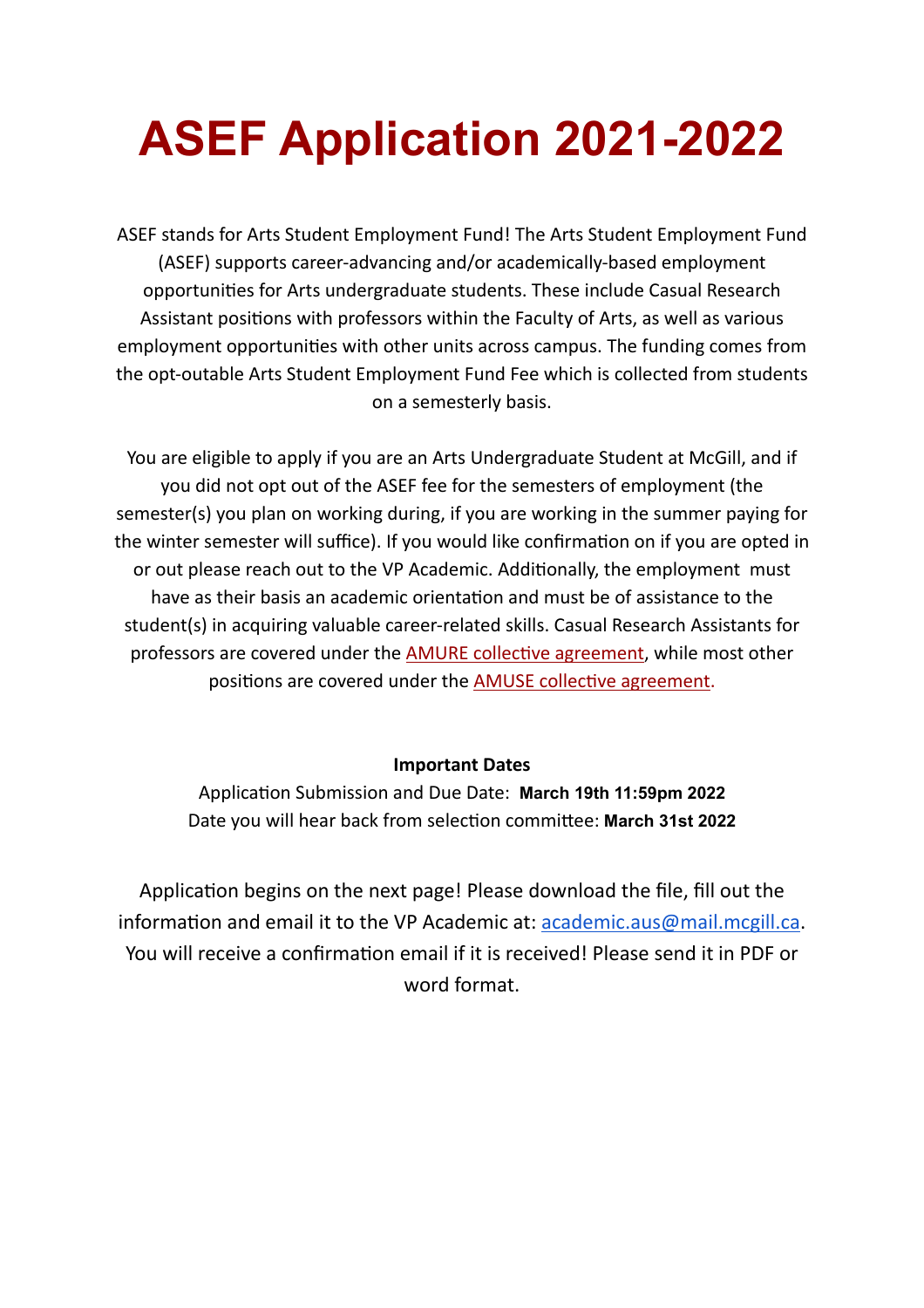# ASEF Application 2021-2022

ASEF stands for Arts Student Employment Fund! The Arts Student Employment Fund (ASEF) supports career-advancing and/or academically-based employment opportunities for Arts undergraduate students. These include Casual Research Assistant positions with professors within the Faculty of Arts, as well as various employment opportunities with other units across campus. The funding comes from the opt-outable Arts Student Employment Fund Fee which is collected from students on a semesterly basis.

You are eligible to apply if you are an Arts Undergraduate Student at McGill, and if you did not opt out of the ASEF fee for the semesters of employment (the semester(s) you plan on working during, if you are working in the summer paying for the winter semester will suffice). If you would like confirmation on if you are opted in or out please reach out to the VP Academic. Additionally, the employment must have as their basis an academic orientation and must be of assistance to the student(s) in acquiring valuable career-related skills. Casual Research Assistants for professors are covered under the AMURE collective agreement, while most other positions are covered under the AMUSE collective agreement.

**Important Dates**

Application Submission and Due Date: **March 19th 11:59pm 2022**

Date you will hear back from selection committee: **March 31st 2022**

Application begins on the next page! Please download the file, fill out the information and email it to the VP Academic at: academic.aus@mail.mcgill.ca. You will receive a confirmation email if it is received! Please send it in PDF or word format.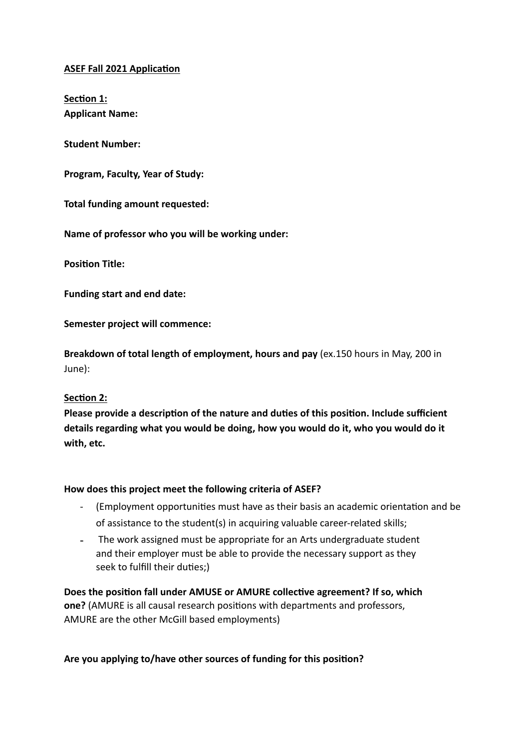**ASEF Fall 2021 Application**

**Section 1:**

**Applicant Name:**

**Student Number:**

**Program, Faculty, Year of Study:**

**Total funding amount requested:**

**Name of professor who you will be working under:**

**Position Title:**

**Funding start and end date:**

**Semester project will commence:**

**Breakdown of total length of employment, hours and pay** (ex.150 hours in May, 200 in June):

**Section 2:**

**Please provide a description of the nature and duties of this position. Include sufficient details regarding what you would be doing, how you would do it, who you would do it with, etc.**

**How does this project meet the following criteria of ASEF?**

- (Employment opportunities must have as their basis an academic orientation and be of assistance to the student(s) in acquiring valuable career-related skills;
- The work assigned must be appropriate for an Arts undergraduate student and their employer must be able to provide the necessary support as they seek to fulfill their duties;)

**Does the position fall under AMUSE or AMURE collective agreement? If so, which one?** (AMURE is all causal research positions with departments and professors, AMURE are the other McGill based employments)

**Are you applying to/have other sources of funding for this position?**